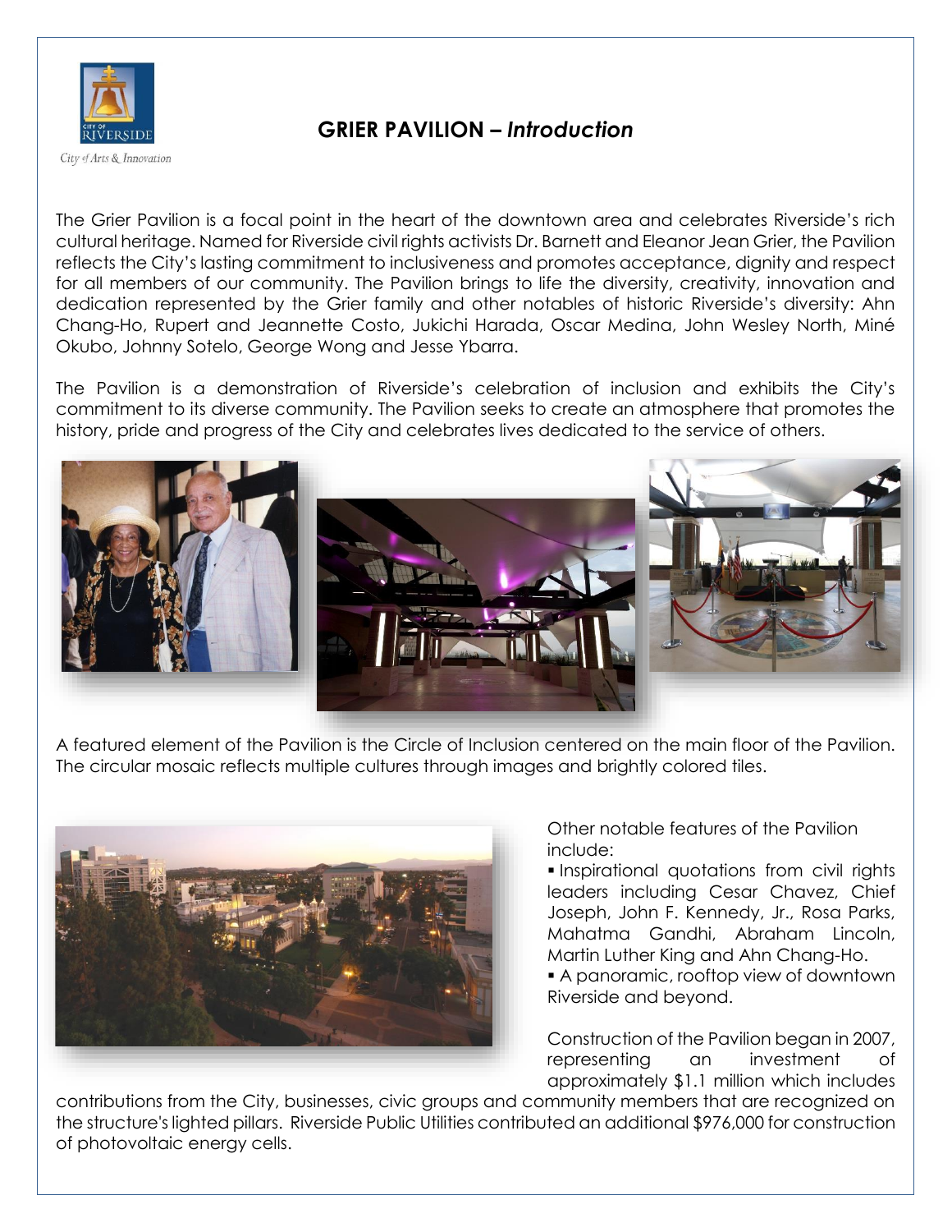# GRIER PAVILION – *Introduction*

The Grier Pavilion is a focal point in the heart of the downtown area and celebrates Riverside's rich cultural heritage. Named for Riverside civil rights activists Dr. Barnett and Eleanor Jean Grier, the Pavilion reflects the City's lasting commitment to inclusiveness and promotes acceptance, dignity and respect for all members of our community. The Pavilion brings to life the diversity, creativity, innovation and dedication represented by the Grier family and other notables of historic Riverside's diversity: Ahn Chang-Ho, Rupert and Jeannette Costo, Jukichi Harada, Oscar Medina, John Wesley North, Miné Okubo, Johnny Sotelo, George Wong and Jesse Ybarra.

The Pavilion is a demonstration of Riverside's celebration of inclusion and exhibits the City's commitment to its diverse community. The Pavilion seeks to create an atmosphere that promotes the history, pride and progress of the City and celebrates lives dedicated to the service of others.

A featured element of the Pavilion is the Circle of Inclusion centered on the main floor of the Pavilion. The circular mosaic reflects multiple cultures through images and brightly colored tiles.

Other notable features of the Pavilion include:

- Inspirational quotations from civil rights leaders including Cesar Chavez, Chief Joseph, John F. Kennedy, Jr., Rosa Parks, Mahatma Gandhi, Abraham Lincoln, Martin Luther King and Ahn Chang-Ho.
- A panoramic, rooftop view of downtown Riverside and beyond.

Construction of the Pavilion began in 2007, representing an investment of approximately $1.1 million which includes contributions from the City, businesses, civic groups and community members that are recognized on the structure's lighted pillars. Riverside Public Utilities contributed an additional $976,000 for construction of photovoltaic energy cells.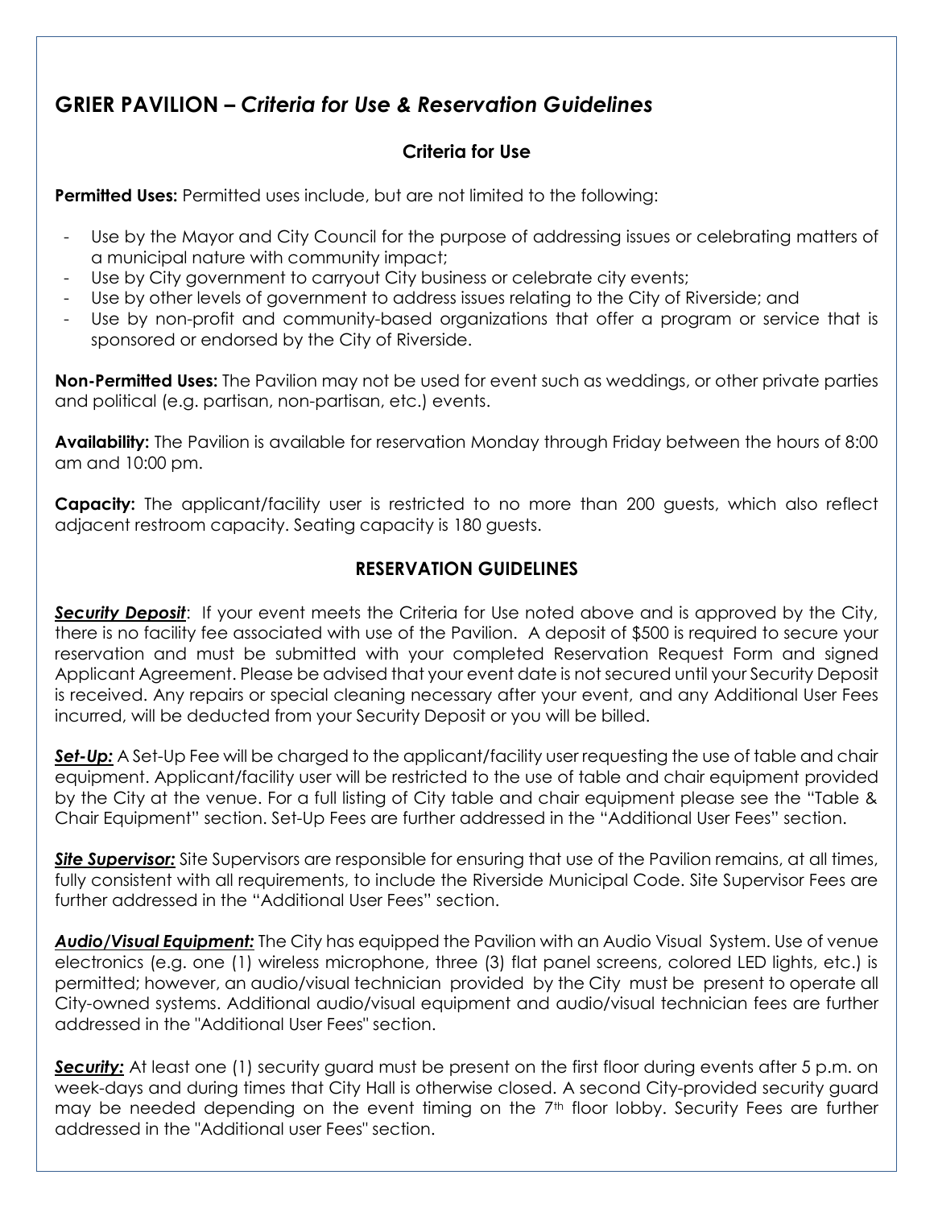# GRIER PAVILION – *Criteria for Use & Reservation Guidelines*

## Criteria for Use

**Permitted Uses:** Permitted uses include, but are not limited to the following:

- Use by the Mayor and City Council for the purpose of addressing issues or celebrating matters of a municipal nature with community impact;
- Use by City government to carryout City business or celebrate city events;
- Use by other levels of government to address issues relating to the City of Riverside; and
- Use by non-profit and community-based organizations that offer a program or service that is sponsored or endorsed by the City of Riverside.

**Non-Permitted Uses:** The Pavilion may not be used for event such as weddings, or other private parties and political (e.g. partisan, non-partisan, etc.) events.

**Availability:** The Pavilion is available for reservation Monday through Friday between the hours of 8:00 am and 10:00 pm.

**Capacity:** The applicant/facility user is restricted to no more than 200 guests, which also reflect adjacent restroom capacity. Seating capacity is 180 guests.

## RESERVATION GUIDELINES

***Security Deposit***: If your event meets the Criteria for Use noted above and is approved by the City, there is no facility fee associated with use of the Pavilion. A deposit of $500 is required to secure your reservation and must be submitted with your completed Reservation Request Form and signed Applicant Agreement. Please be advised that your event date is not secured until your Security Deposit is received. Any repairs or special cleaning necessary after your event, and any Additional User Fees incurred, will be deducted from your Security Deposit or you will be billed.

***Set-Up:*** A Set-Up Fee will be charged to the applicant/facility user requesting the use of table and chair equipment. Applicant/facility user will be restricted to the use of table and chair equipment provided by the City at the venue. For a full listing of City table and chair equipment please see the "Table & Chair Equipment" section. Set-Up Fees are further addressed in the "Additional User Fees" section.

***Site Supervisor:*** Site Supervisors are responsible for ensuring that use of the Pavilion remains, at all times, fully consistent with all requirements, to include the Riverside Municipal Code. Site Supervisor Fees are further addressed in the "Additional User Fees" section.

***Audio/Visual Equipment:*** The City has equipped the Pavilion with an Audio Visual System. Use of venue electronics (e.g. one (1) wireless microphone, three (3) flat panel screens, colored LED lights, etc.) is permitted; however, an audio/visual technician provided by the City must be present to operate all City-owned systems. Additional audio/visual equipment and audio/visual technician fees are further addressed in the "Additional User Fees" section.

***Security:*** At least one (1) security guard must be present on the first floor during events after 5 p.m. on week-days and during times that City Hall is otherwise closed. A second City-provided security guard may be needed depending on the event timing on the 7th floor lobby. Security Fees are further addressed in the "Additional user Fees" section.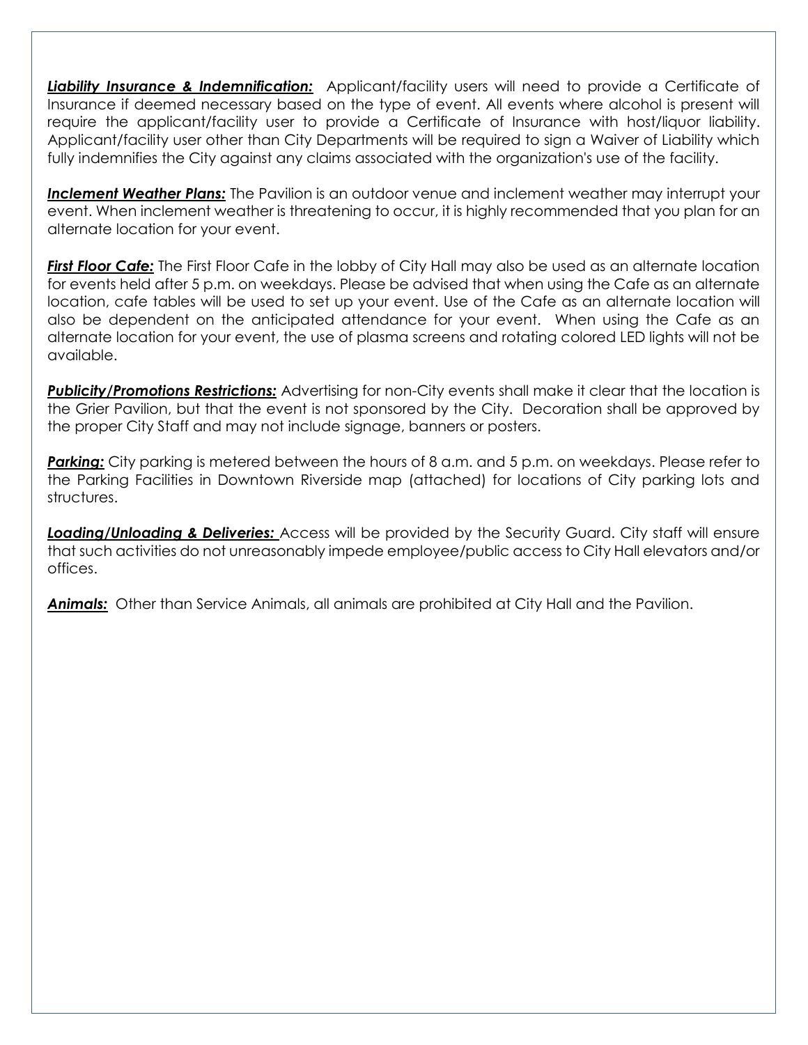***Liability Insurance & Indemnification:*** Applicant/facility users will need to provide a Certificate of Insurance if deemed necessary based on the type of event. All events where alcohol is present will require the applicant/facility user to provide a Certificate of Insurance with host/liquor liability. Applicant/facility user other than City Departments will be required to sign a Waiver of Liability which fully indemnifies the City against any claims associated with the organization's use of the facility.

***Inclement Weather Plans:*** The Pavilion is an outdoor venue and inclement weather may interrupt your event. When inclement weather is threatening to occur, it is highly recommended that you plan for an alternate location for your event.

***First Floor Cafe:*** The First Floor Cafe in the lobby of City Hall may also be used as an alternate location for events held after 5 p.m. on weekdays. Please be advised that when using the Cafe as an alternate location, cafe tables will be used to set up your event. Use of the Cafe as an alternate location will also be dependent on the anticipated attendance for your event. When using the Cafe as an alternate location for your event, the use of plasma screens and rotating colored LED lights will not be available.

***Publicity/Promotions Restrictions:*** Advertising for non-City events shall make it clear that the location is the Grier Pavilion, but that the event is not sponsored by the City. Decoration shall be approved by the proper City Staff and may not include signage, banners or posters.

***Parking:*** City parking is metered between the hours of 8 a.m. and 5 p.m. on weekdays. Please refer to the Parking Facilities in Downtown Riverside map (attached) for locations of City parking lots and structures.

***Loading/Unloading & Deliveries:*** Access will be provided by the Security Guard. City staff will ensure that such activities do not unreasonably impede employee/public access to City Hall elevators and/or offices.

***Animals:*** Other than Service Animals, all animals are prohibited at City Hall and the Pavilion.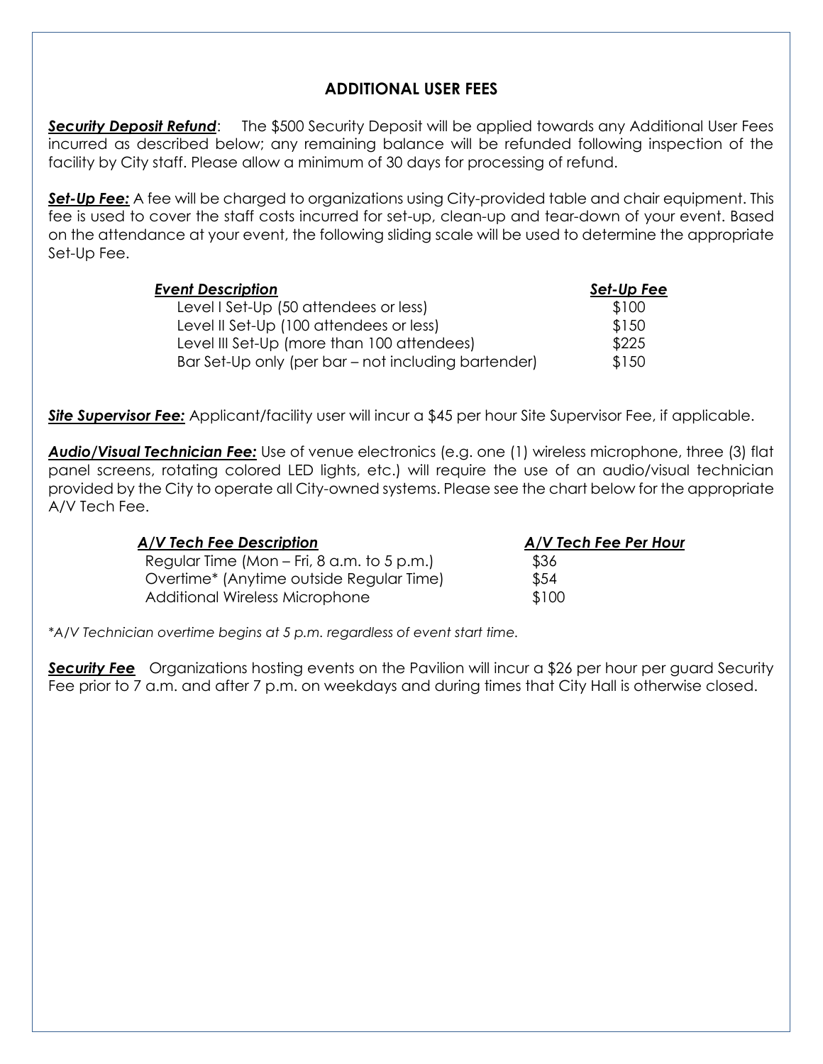## ADDITIONAL USER FEES

***Security Deposit Refund***: The $500 Security Deposit will be applied towards any Additional User Fees incurred as described below; any remaining balance will be refunded following inspection of the facility by City staff. Please allow a minimum of 30 days for processing of refund.

***Set-Up Fee:*** A fee will be charged to organizations using City-provided table and chair equipment. This fee is used to cover the staff costs incurred for set-up, clean-up and tear-down of your event. Based on the attendance at your event, the following sliding scale will be used to determine the appropriate Set-Up Fee.

| *Event Description* | *Set-Up Fee* |
|---|---|
| Level I Set-Up (50 attendees or less) | $100 |
| Level II Set-Up (100 attendees or less) | $150 |
| Level III Set-Up (more than 100 attendees) | $225 |
| Bar Set-Up only (per bar – not including bartender) | $150 |

***Site Supervisor Fee:*** Applicant/facility user will incur a $45 per hour Site Supervisor Fee, if applicable.

***Audio/Visual Technician Fee:*** Use of venue electronics (e.g. one (1) wireless microphone, three (3) flat panel screens, rotating colored LED lights, etc.) will require the use of an audio/visual technician provided by the City to operate all City-owned systems. Please see the chart below for the appropriate A/V Tech Fee.

| *A/V Tech Fee Description* | *A/V Tech Fee Per Hour* |
|---|---|
| Regular Time (Mon – Fri, 8 a.m. to 5 p.m.) | $36 |
| Overtime* (Anytime outside Regular Time) | $54 |
| Additional Wireless Microphone | $100 |

*\*A/V Technician overtime begins at 5 p.m. regardless of event start time.*

***Security Fee*** Organizations hosting events on the Pavilion will incur a $26 per hour per guard Security Fee prior to 7 a.m. and after 7 p.m. on weekdays and during times that City Hall is otherwise closed.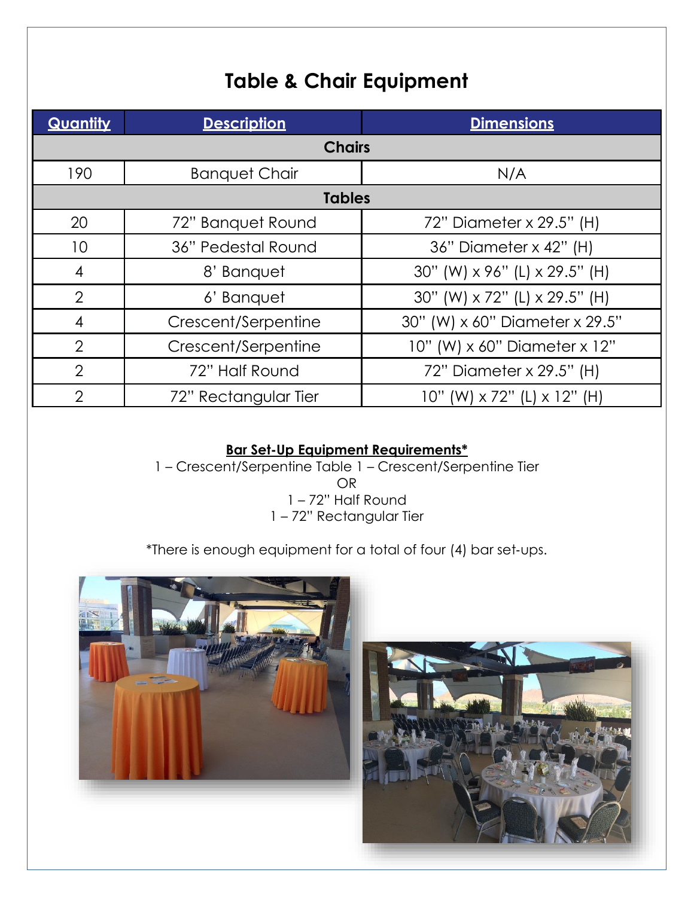# Table & Chair Equipment

| Quantity | Description | Dimensions |
| --- | --- | --- |
| **Chairs** | | |
| 190 | Banquet Chair | N/A |
| **Tables** | | |
| 20 | 72" Banquet Round | 72" Diameter x 29.5" (H) |
| 10 | 36" Pedestal Round | 36" Diameter x 42" (H) |
| 4 | 8' Banquet | 30" (W) x 96" (L) x 29.5" (H) |
| 2 | 6' Banquet | 30" (W) x 72" (L) x 29.5" (H) |
| 4 | Crescent/Serpentine | 30" (W) x 60" Diameter x 29.5" |
| 2 | Crescent/Serpentine | 10" (W) x 60" Diameter x 12" |
| 2 | 72" Half Round | 72" Diameter x 29.5" (H) |
| 2 | 72" Rectangular Tier | 10" (W) x 72" (L) x 12" (H) |

**Bar Set-Up Equipment Requirements***

1 – Crescent/Serpentine Table 1 – Crescent/Serpentine Tier

OR

1 – 72" Half Round

1 – 72" Rectangular Tier

*There is enough equipment for a total of four (4) bar set-ups.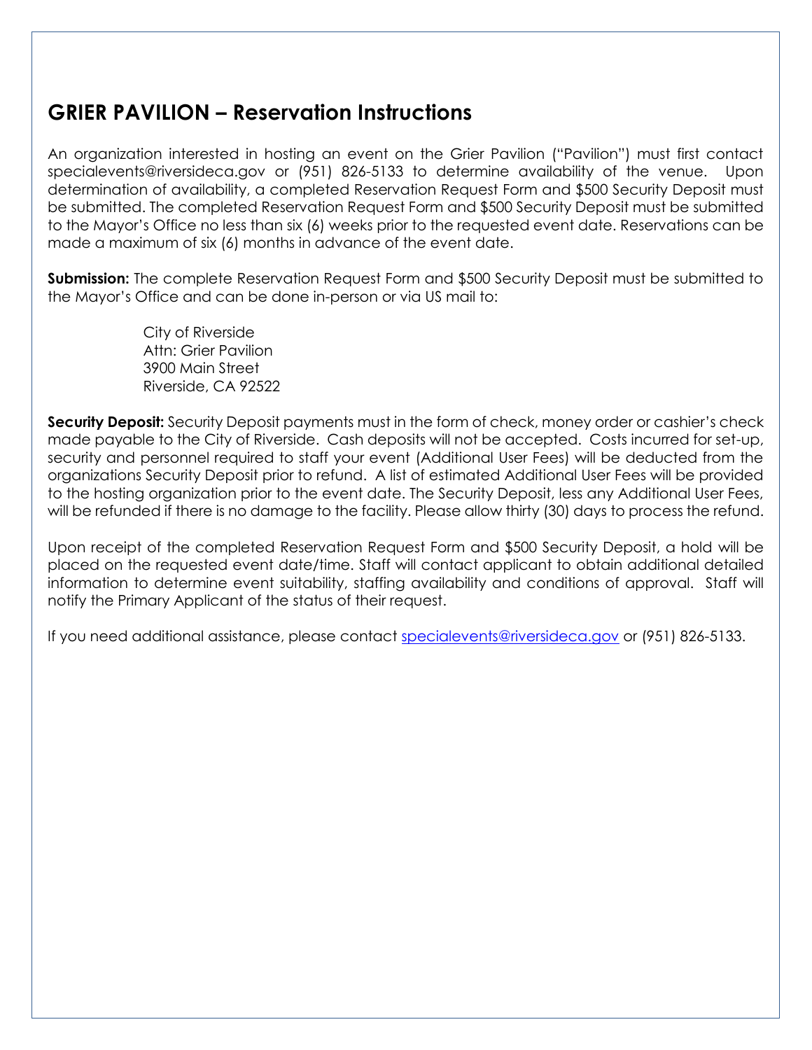## GRIER PAVILION – Reservation Instructions

An organization interested in hosting an event on the Grier Pavilion ("Pavilion") must first contact specialevents@riversideca.gov or (951) 826-5133 to determine availability of the venue. Upon determination of availability, a completed Reservation Request Form and $500 Security Deposit must be submitted. The completed Reservation Request Form and $500 Security Deposit must be submitted to the Mayor's Office no less than six (6) weeks prior to the requested event date. Reservations can be made a maximum of six (6) months in advance of the event date.

**Submission:** The complete Reservation Request Form and $500 Security Deposit must be submitted to the Mayor's Office and can be done in-person or via US mail to:

City of Riverside
Attn: Grier Pavilion
3900 Main Street
Riverside, CA 92522

**Security Deposit:** Security Deposit payments must in the form of check, money order or cashier's check made payable to the City of Riverside. Cash deposits will not be accepted. Costs incurred for set-up, security and personnel required to staff your event (Additional User Fees) will be deducted from the organizations Security Deposit prior to refund. A list of estimated Additional User Fees will be provided to the hosting organization prior to the event date. The Security Deposit, less any Additional User Fees, will be refunded if there is no damage to the facility. Please allow thirty (30) days to process the refund.

Upon receipt of the completed Reservation Request Form and $500 Security Deposit, a hold will be placed on the requested event date/time. Staff will contact applicant to obtain additional detailed information to determine event suitability, staffing availability and conditions of approval. Staff will notify the Primary Applicant of the status of their request.

If you need additional assistance, please contact [specialevents@riversideca.gov](mailto:specialevents@riversideca.gov) or (951) 826-5133.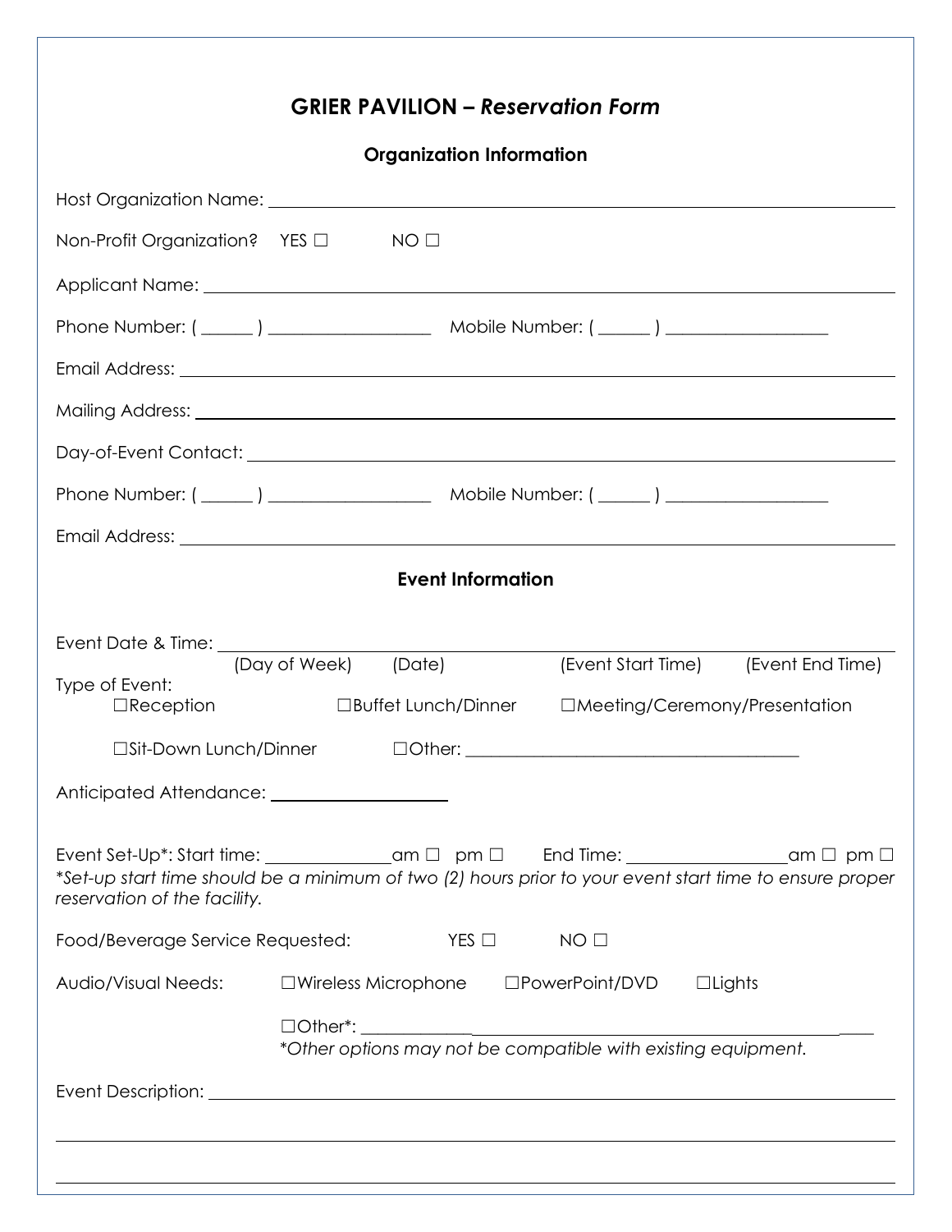# GRIER PAVILION – *Reservation Form*

## Organization Information

Host Organization Name: ______________________________________________

Non-Profit Organization? YES ☐ NO ☐

Applicant Name: ______________________________________________

Phone Number: ( ______ ) __________________ Mobile Number: ( ______ ) __________________

Email Address: ______________________________________________

Mailing Address: ______________________________________________

Day-of-Event Contact: ______________________________________________

Phone Number: ( ______ ) __________________ Mobile Number: ( ______ ) __________________

Email Address: ______________________________________________

## Event Information

Event Date & Time: ______________________________________________
(Day of Week) (Date) (Event Start Time) (Event End Time)

Type of Event:
☐Reception ☐Buffet Lunch/Dinner ☐Meeting/Ceremony/Presentation

☐Sit-Down Lunch/Dinner ☐Other: ______________________________________

Anticipated Attendance: ____________________

Event Set-Up*: Start time: ______________am ☐ pm ☐ End Time: _________________am ☐ pm ☐
*\*Set-up start time should be a minimum of two (2) hours prior to your event start time to ensure proper reservation of the facility.*

Food/Beverage Service Requested: YES ☐ NO ☐

Audio/Visual Needs: ☐Wireless Microphone ☐PowerPoint/DVD ☐Lights

☐Other*: ______________________________________________
*\*Other options may not be compatible with existing equipment.*

Event Description: ______________________________________________

______________________________________________

______________________________________________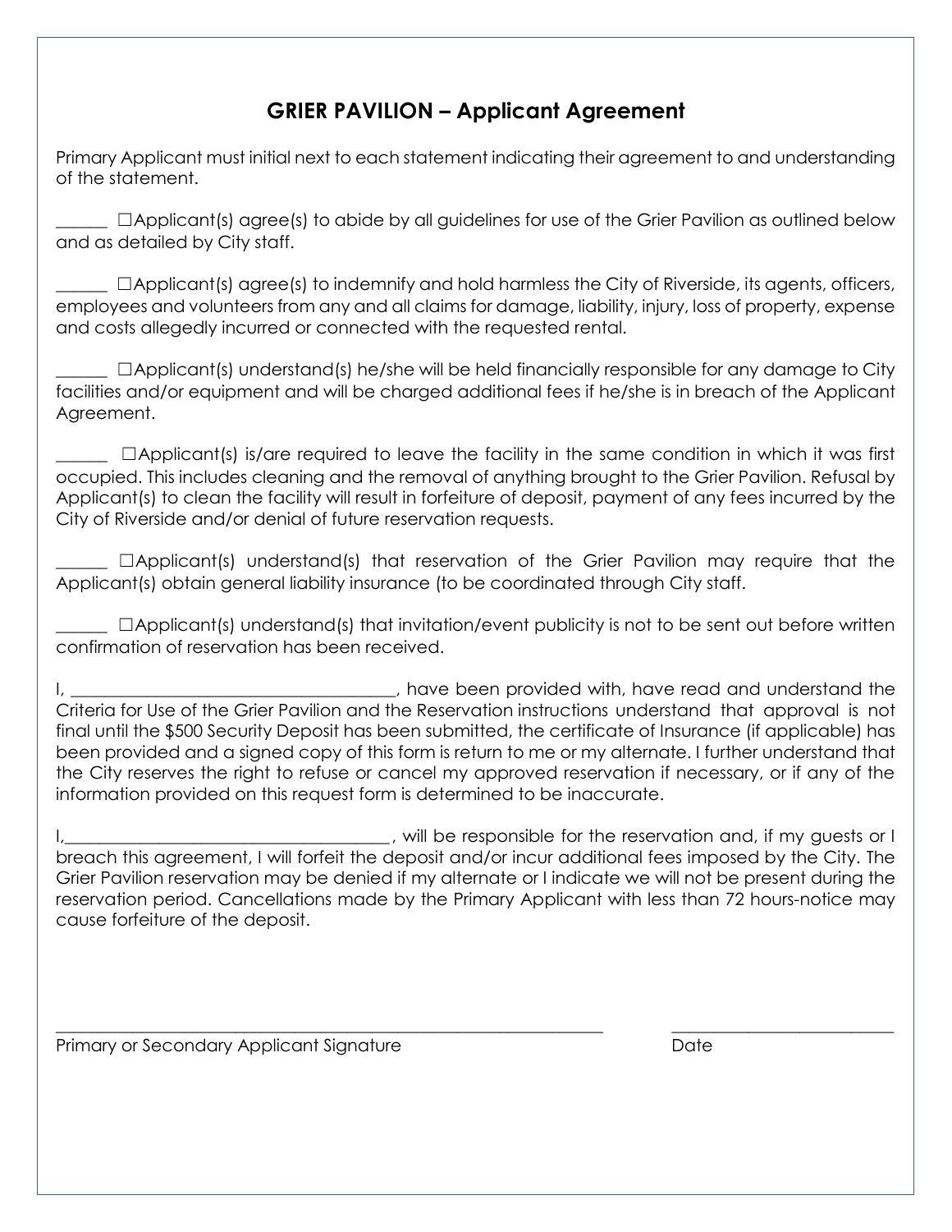# GRIER PAVILION – Applicant Agreement

Primary Applicant must initial next to each statement indicating their agreement to and understanding of the statement.

______ ☐Applicant(s) agree(s) to abide by all guidelines for use of the Grier Pavilion as outlined below and as detailed by City staff.

______ ☐Applicant(s) agree(s) to indemnify and hold harmless the City of Riverside, its agents, officers, employees and volunteers from any and all claims for damage, liability, injury, loss of property, expense and costs allegedly incurred or connected with the requested rental.

______ ☐Applicant(s) understand(s) he/she will be held financially responsible for any damage to City facilities and/or equipment and will be charged additional fees if he/she is in breach of the Applicant Agreement.

______ ☐Applicant(s) is/are required to leave the facility in the same condition in which it was first occupied. This includes cleaning and the removal of anything brought to the Grier Pavilion. Refusal by Applicant(s) to clean the facility will result in forfeiture of deposit, payment of any fees incurred by the City of Riverside and/or denial of future reservation requests.

______ ☐Applicant(s) understand(s) that reservation of the Grier Pavilion may require that the Applicant(s) obtain general liability insurance (to be coordinated through City staff.

______ ☐Applicant(s) understand(s) that invitation/event publicity is not to be sent out before written confirmation of reservation has been received.

I, ______________________________________, have been provided with, have read and understand the Criteria for Use of the Grier Pavilion and the Reservation instructions understand that approval is not final until the $500 Security Deposit has been submitted, the certificate of Insurance (if applicable) has been provided and a signed copy of this form is return to me or my alternate. I further understand that the City reserves the right to refuse or cancel my approved reservation if necessary, or if any of the information provided on this request form is determined to be inaccurate.

I,______________________________________, will be responsible for the reservation and, if my guests or I breach this agreement, I will forfeit the deposit and/or incur additional fees imposed by the City. The Grier Pavilion reservation may be denied if my alternate or I indicate we will not be present during the reservation period. Cancellations made by the Primary Applicant with less than 72 hours-notice may cause forfeiture of the deposit.

____________________________________________________________________ __________________________

Primary or Secondary Applicant Signature Date